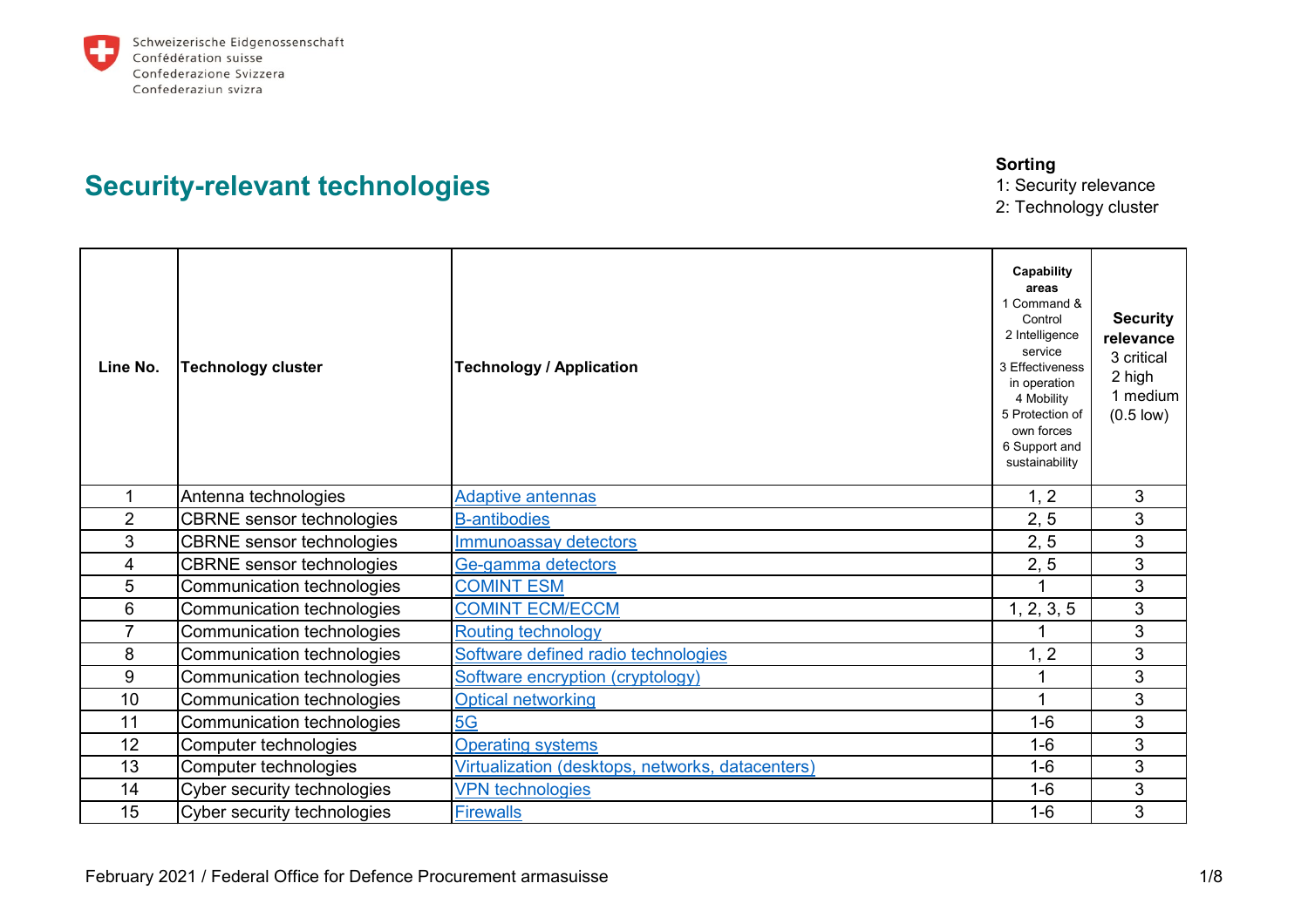Schweizerische Eidgenossenschaft
Confédération suisse
Confederazione Svizzera
Confederaziun svizra

# Security-relevant technologies

**Sorting**
1: Security relevance
2: Technology cluster

| Line No. | Technology cluster | Technology / Application | **Capability areas** 1 Command & Control 2 Intelligence service 3 Effectiveness in operation 4 Mobility 5 Protection of own forces 6 Support and sustainability | **Security relevance** 3 critical 2 high 1 medium (0.5 low) |
|---|---|---|---|---|
| 1 | Antenna technologies | Adaptive antennas | 1, 2 | 3 |
| 2 | CBRNE sensor technologies | B-antibodies | 2, 5 | 3 |
| 3 | CBRNE sensor technologies | Immunoassay detectors | 2, 5 | 3 |
| 4 | CBRNE sensor technologies | Ge-gamma detectors | 2, 5 | 3 |
| 5 | Communication technologies | COMINT ESM | 1 | 3 |
| 6 | Communication technologies | COMINT ECM/ECCM | 1, 2, 3, 5 | 3 |
| 7 | Communication technologies | Routing technology | 1 | 3 |
| 8 | Communication technologies | Software defined radio technologies | 1, 2 | 3 |
| 9 | Communication technologies | Software encryption (cryptology) | 1 | 3 |
| 10 | Communication technologies | Optical networking | 1 | 3 |
| 11 | Communication technologies | 5G | 1-6 | 3 |
| 12 | Computer technologies | Operating systems | 1-6 | 3 |
| 13 | Computer technologies | Virtualization (desktops, networks, datacenters) | 1-6 | 3 |
| 14 | Cyber security technologies | VPN technologies | 1-6 | 3 |
| 15 | Cyber security technologies | Firewalls | 1-6 | 3 |

February 2021 / Federal Office for Defence Procurement armasuisse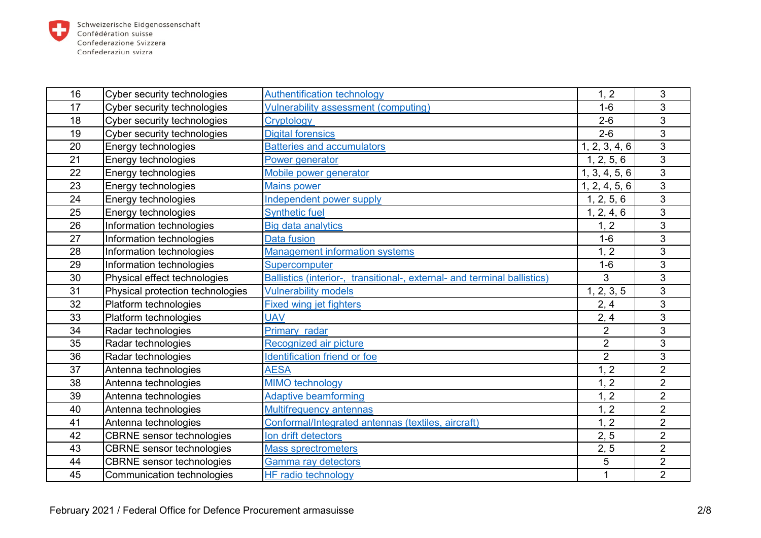| | | | | |
|---|---|---|---|---|
| 16 | Cyber security technologies | Authentification technology | 1, 2 | 3 |
| 17 | Cyber security technologies | Vulnerability assessment (computing) | 1-6 | 3 |
| 18 | Cyber security technologies | Cryptology | 2-6 | 3 |
| 19 | Cyber security technologies | Digital forensics | 2-6 | 3 |
| 20 | Energy technologies | Batteries and accumulators | 1, 2, 3, 4, 6 | 3 |
| 21 | Energy technologies | Power generator | 1, 2, 5, 6 | 3 |
| 22 | Energy technologies | Mobile power generator | 1, 3, 4, 5, 6 | 3 |
| 23 | Energy technologies | Mains power | 1, 2, 4, 5, 6 | 3 |
| 24 | Energy technologies | Independent power supply | 1, 2, 5, 6 | 3 |
| 25 | Energy technologies | Synthetic fuel | 1, 2, 4, 6 | 3 |
| 26 | Information technologies | Big data analytics | 1, 2 | 3 |
| 27 | Information technologies | Data fusion | 1-6 | 3 |
| 28 | Information technologies | Management information systems | 1, 2 | 3 |
| 29 | Information technologies | Supercomputer | 1-6 | 3 |
| 30 | Physical effect technologies | Ballistics (interior-, transitional-, external- and terminal ballistics) | 3 | 3 |
| 31 | Physical protection technologies | Vulnerability models | 1, 2, 3, 5 | 3 |
| 32 | Platform technologies | Fixed wing jet fighters | 2, 4 | 3 |
| 33 | Platform technologies | UAV | 2, 4 | 3 |
| 34 | Radar technologies | Primary radar | 2 | 3 |
| 35 | Radar technologies | Recognized air picture | 2 | 3 |
| 36 | Radar technologies | Identification friend or foe | 2 | 3 |
| 37 | Antenna technologies | AESA | 1, 2 | 2 |
| 38 | Antenna technologies | MIMO technology | 1, 2 | 2 |
| 39 | Antenna technologies | Adaptive beamforming | 1, 2 | 2 |
| 40 | Antenna technologies | Multifrequency antennas | 1, 2 | 2 |
| 41 | Antenna technologies | Conformal/Integrated antennas (textiles, aircraft) | 1, 2 | 2 |
| 42 | CBRNE sensor technologies | Ion drift detectors | 2, 5 | 2 |
| 43 | CBRNE sensor technologies | Mass sprectrometers | 2, 5 | 2 |
| 44 | CBRNE sensor technologies | Gamma ray detectors | 5 | 2 |
| 45 | Communication technologies | HF radio technology | 1 | 2 |

February 2021 / Federal Office for Defence Procurement armasuisse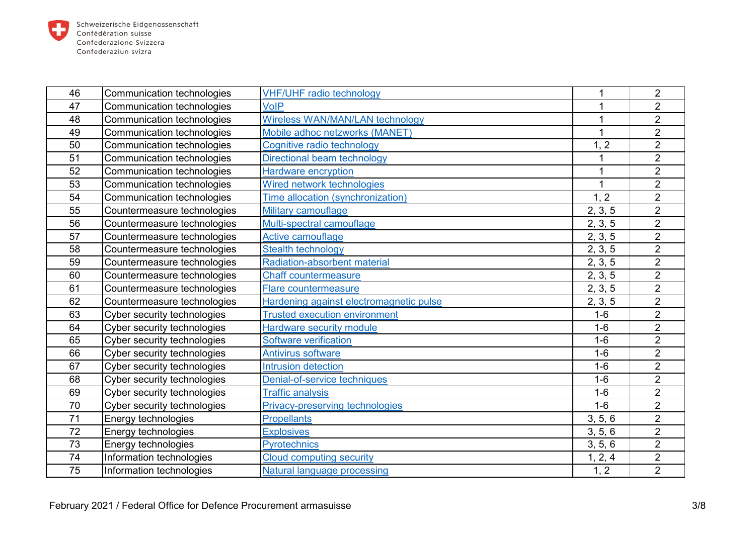| 46 | Communication technologies | VHF/UHF radio technology | 1 | 2 |
|---|---|---|---|---|
| 47 | Communication technologies | VoIP | 1 | 2 |
| 48 | Communication technologies | Wireless WAN/MAN/LAN technology | 1 | 2 |
| 49 | Communication technologies | Mobile adhoc netzworks (MANET) | 1 | 2 |
| 50 | Communication technologies | Cognitive radio technology | 1, 2 | 2 |
| 51 | Communication technologies | Directional beam technology | 1 | 2 |
| 52 | Communication technologies | Hardware encryption | 1 | 2 |
| 53 | Communication technologies | Wired network technologies | 1 | 2 |
| 54 | Communication technologies | Time allocation (synchronization) | 1, 2 | 2 |
| 55 | Countermeasure technologies | Military camouflage | 2, 3, 5 | 2 |
| 56 | Countermeasure technologies | Multi-spectral camouflage | 2, 3, 5 | 2 |
| 57 | Countermeasure technologies | Active camouflage | 2, 3, 5 | 2 |
| 58 | Countermeasure technologies | Stealth technology | 2, 3, 5 | 2 |
| 59 | Countermeasure technologies | Radiation-absorbent material | 2, 3, 5 | 2 |
| 60 | Countermeasure technologies | Chaff countermeasure | 2, 3, 5 | 2 |
| 61 | Countermeasure technologies | Flare countermeasure | 2, 3, 5 | 2 |
| 62 | Countermeasure technologies | Hardening against electromagnetic pulse | 2, 3, 5 | 2 |
| 63 | Cyber security technologies | Trusted execution environment | 1-6 | 2 |
| 64 | Cyber security technologies | Hardware security module | 1-6 | 2 |
| 65 | Cyber security technologies | Software verification | 1-6 | 2 |
| 66 | Cyber security technologies | Antivirus software | 1-6 | 2 |
| 67 | Cyber security technologies | Intrusion detection | 1-6 | 2 |
| 68 | Cyber security technologies | Denial-of-service techniques | 1-6 | 2 |
| 69 | Cyber security technologies | Traffic analysis | 1-6 | 2 |
| 70 | Cyber security technologies | Privacy-preserving technologies | 1-6 | 2 |
| 71 | Energy technologies | Propellants | 3, 5, 6 | 2 |
| 72 | Energy technologies | Explosives | 3, 5, 6 | 2 |
| 73 | Energy technologies | Pyrotechnics | 3, 5, 6 | 2 |
| 74 | Information technologies | Cloud computing security | 1, 2, 4 | 2 |
| 75 | Information technologies | Natural language processing | 1, 2 | 2 |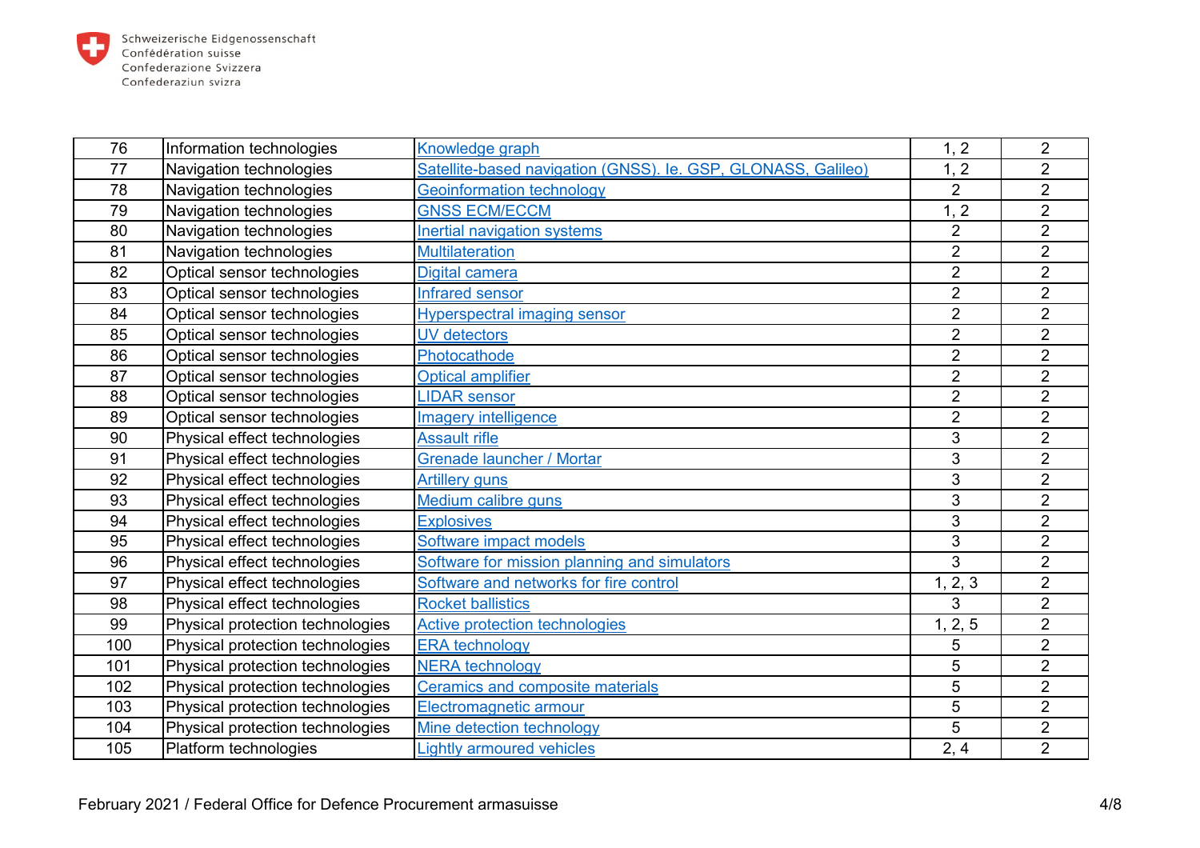| | | | | |
|---|---|---|---|---|
| 76 | Information technologies | Knowledge graph | 1, 2 | 2 |
| 77 | Navigation technologies | Satellite-based navigation (GNSS). Ie. GSP, GLONASS, Galileo) | 1, 2 | 2 |
| 78 | Navigation technologies | Geoinformation technology | 2 | 2 |
| 79 | Navigation technologies | GNSS ECM/ECCM | 1, 2 | 2 |
| 80 | Navigation technologies | Inertial navigation systems | 2 | 2 |
| 81 | Navigation technologies | Multilateration | 2 | 2 |
| 82 | Optical sensor technologies | Digital camera | 2 | 2 |
| 83 | Optical sensor technologies | Infrared sensor | 2 | 2 |
| 84 | Optical sensor technologies | Hyperspectral imaging sensor | 2 | 2 |
| 85 | Optical sensor technologies | UV detectors | 2 | 2 |
| 86 | Optical sensor technologies | Photocathode | 2 | 2 |
| 87 | Optical sensor technologies | Optical amplifier | 2 | 2 |
| 88 | Optical sensor technologies | LIDAR sensor | 2 | 2 |
| 89 | Optical sensor technologies | Imagery intelligence | 2 | 2 |
| 90 | Physical effect technologies | Assault rifle | 3 | 2 |
| 91 | Physical effect technologies | Grenade launcher / Mortar | 3 | 2 |
| 92 | Physical effect technologies | Artillery guns | 3 | 2 |
| 93 | Physical effect technologies | Medium calibre guns | 3 | 2 |
| 94 | Physical effect technologies | Explosives | 3 | 2 |
| 95 | Physical effect technologies | Software impact models | 3 | 2 |
| 96 | Physical effect technologies | Software for mission planning and simulators | 3 | 2 |
| 97 | Physical effect technologies | Software and networks for fire control | 1, 2, 3 | 2 |
| 98 | Physical effect technologies | Rocket ballistics | 3 | 2 |
| 99 | Physical protection technologies | Active protection technologies | 1, 2, 5 | 2 |
| 100 | Physical protection technologies | ERA technology | 5 | 2 |
| 101 | Physical protection technologies | NERA technology | 5 | 2 |
| 102 | Physical protection technologies | Ceramics and composite materials | 5 | 2 |
| 103 | Physical protection technologies | Electromagnetic armour | 5 | 2 |
| 104 | Physical protection technologies | Mine detection technology | 5 | 2 |
| 105 | Platform technologies | Lightly armoured vehicles | 2, 4 | 2 |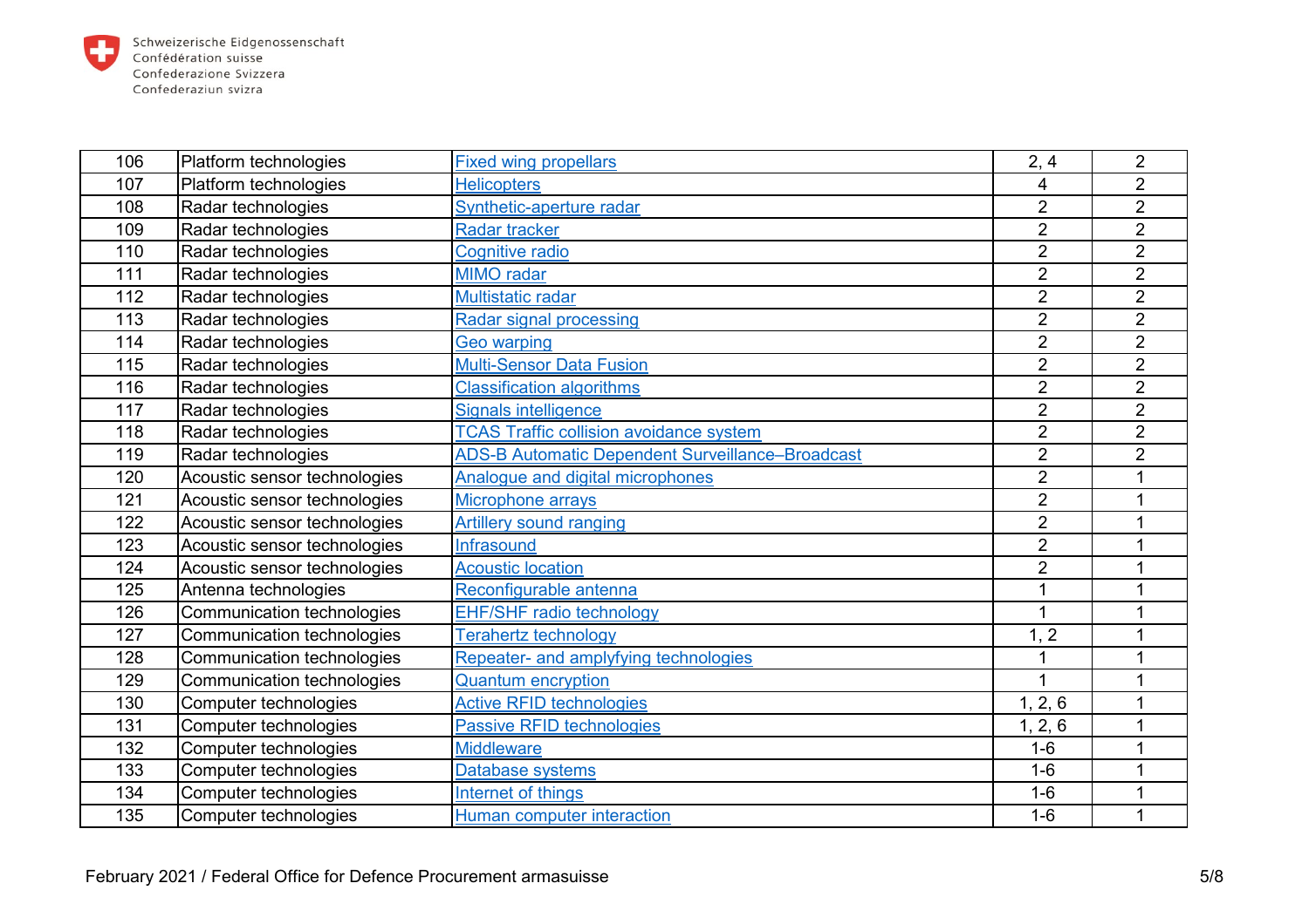| 106 | Platform technologies | Fixed wing propellars | 2, 4 | 2 |
|---|---|---|---|---|
| 107 | Platform technologies | Helicopters | 4 | 2 |
| 108 | Radar technologies | Synthetic-aperture radar | 2 | 2 |
| 109 | Radar technologies | Radar tracker | 2 | 2 |
| 110 | Radar technologies | Cognitive radio | 2 | 2 |
| 111 | Radar technologies | MIMO radar | 2 | 2 |
| 112 | Radar technologies | Multistatic radar | 2 | 2 |
| 113 | Radar technologies | Radar signal processing | 2 | 2 |
| 114 | Radar technologies | Geo warping | 2 | 2 |
| 115 | Radar technologies | Multi-Sensor Data Fusion | 2 | 2 |
| 116 | Radar technologies | Classification algorithms | 2 | 2 |
| 117 | Radar technologies | Signals intelligence | 2 | 2 |
| 118 | Radar technologies | TCAS Traffic collision avoidance system | 2 | 2 |
| 119 | Radar technologies | ADS-B Automatic Dependent Surveillance–Broadcast | 2 | 2 |
| 120 | Acoustic sensor technologies | Analogue and digital microphones | 2 | 1 |
| 121 | Acoustic sensor technologies | Microphone arrays | 2 | 1 |
| 122 | Acoustic sensor technologies | Artillery sound ranging | 2 | 1 |
| 123 | Acoustic sensor technologies | Infrasound | 2 | 1 |
| 124 | Acoustic sensor technologies | Acoustic location | 2 | 1 |
| 125 | Antenna technologies | Reconfigurable antenna | 1 | 1 |
| 126 | Communication technologies | EHF/SHF radio technology | 1 | 1 |
| 127 | Communication technologies | Terahertz technology | 1, 2 | 1 |
| 128 | Communication technologies | Repeater- and amplyfying technologies | 1 | 1 |
| 129 | Communication technologies | Quantum encryption | 1 | 1 |
| 130 | Computer technologies | Active RFID technologies | 1, 2, 6 | 1 |
| 131 | Computer technologies | Passive RFID technologies | 1, 2, 6 | 1 |
| 132 | Computer technologies | Middleware | 1-6 | 1 |
| 133 | Computer technologies | Database systems | 1-6 | 1 |
| 134 | Computer technologies | Internet of things | 1-6 | 1 |
| 135 | Computer technologies | Human computer interaction | 1-6 | 1 |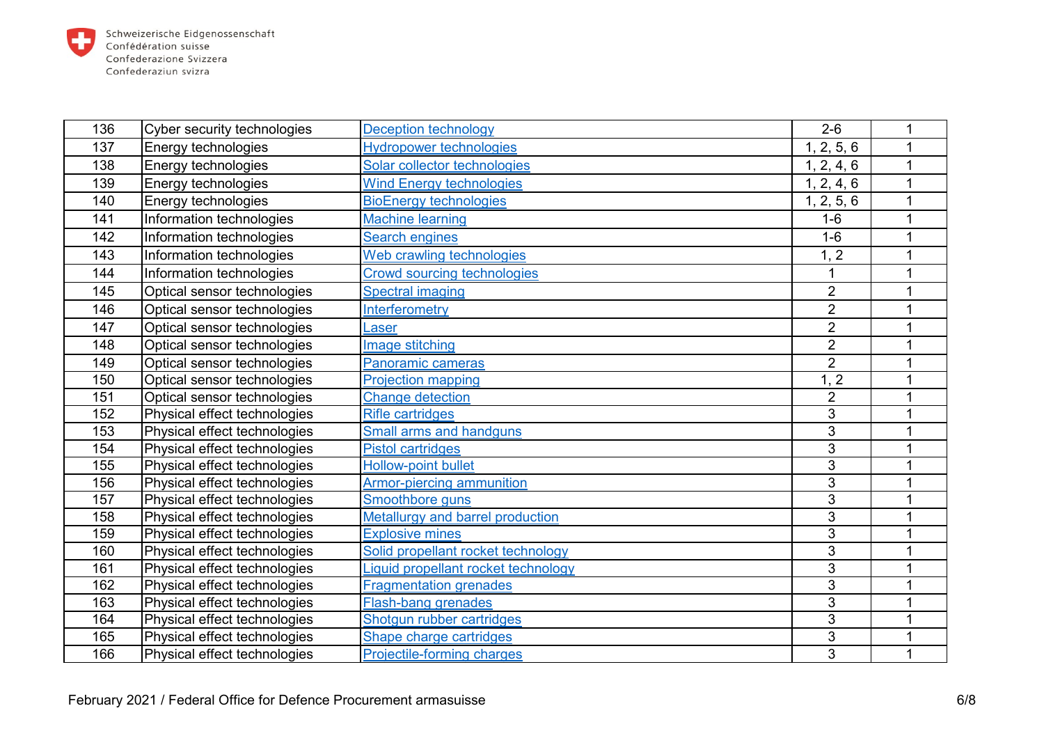| | | | | |
|---|---|---|---|---|
| 136 | Cyber security technologies | Deception technology | 2-6 | 1 |
| 137 | Energy technologies | Hydropower technologies | 1, 2, 5, 6 | 1 |
| 138 | Energy technologies | Solar collector technologies | 1, 2, 4, 6 | 1 |
| 139 | Energy technologies | Wind Energy technologies | 1, 2, 4, 6 | 1 |
| 140 | Energy technologies | BioEnergy technologies | 1, 2, 5, 6 | 1 |
| 141 | Information technologies | Machine learning | 1-6 | 1 |
| 142 | Information technologies | Search engines | 1-6 | 1 |
| 143 | Information technologies | Web crawling technologies | 1, 2 | 1 |
| 144 | Information technologies | Crowd sourcing technologies | 1 | 1 |
| 145 | Optical sensor technologies | Spectral imaging | 2 | 1 |
| 146 | Optical sensor technologies | Interferometry | 2 | 1 |
| 147 | Optical sensor technologies | Laser | 2 | 1 |
| 148 | Optical sensor technologies | Image stitching | 2 | 1 |
| 149 | Optical sensor technologies | Panoramic cameras | 2 | 1 |
| 150 | Optical sensor technologies | Projection mapping | 1, 2 | 1 |
| 151 | Optical sensor technologies | Change detection | 2 | 1 |
| 152 | Physical effect technologies | Rifle cartridges | 3 | 1 |
| 153 | Physical effect technologies | Small arms and handguns | 3 | 1 |
| 154 | Physical effect technologies | Pistol cartridges | 3 | 1 |
| 155 | Physical effect technologies | Hollow-point bullet | 3 | 1 |
| 156 | Physical effect technologies | Armor-piercing ammunition | 3 | 1 |
| 157 | Physical effect technologies | Smoothbore guns | 3 | 1 |
| 158 | Physical effect technologies | Metallurgy and barrel production | 3 | 1 |
| 159 | Physical effect technologies | Explosive mines | 3 | 1 |
| 160 | Physical effect technologies | Solid propellant rocket technology | 3 | 1 |
| 161 | Physical effect technologies | Liquid propellant rocket technology | 3 | 1 |
| 162 | Physical effect technologies | Fragmentation grenades | 3 | 1 |
| 163 | Physical effect technologies | Flash-bang grenades | 3 | 1 |
| 164 | Physical effect technologies | Shotgun rubber cartridges | 3 | 1 |
| 165 | Physical effect technologies | Shape charge cartridges | 3 | 1 |
| 166 | Physical effect technologies | Projectile-forming charges | 3 | 1 |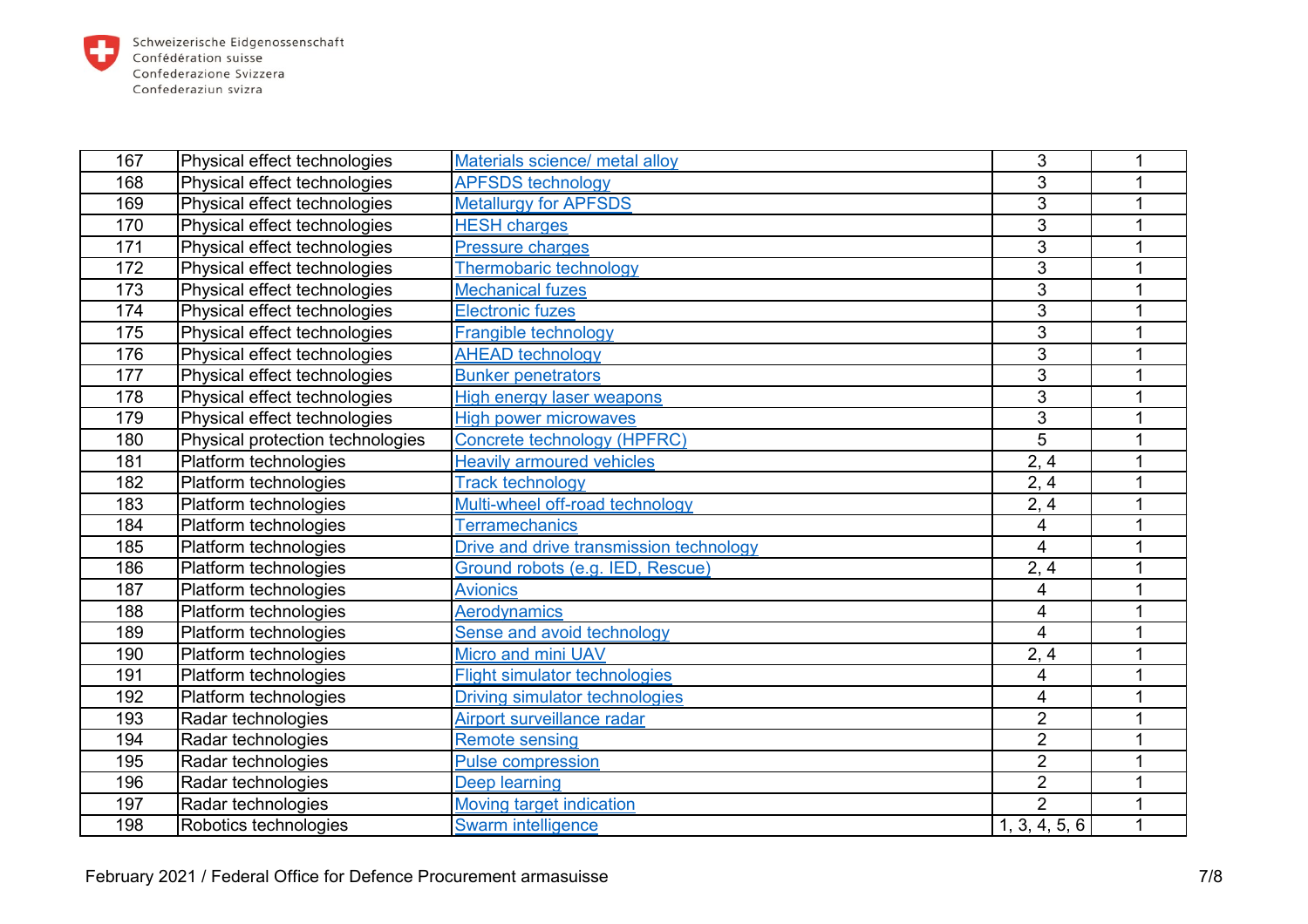| | | | | |
|---|---|---|---|---|
| 167 | Physical effect technologies | Materials science/ metal alloy | 3 | 1 |
| 168 | Physical effect technologies | APFSDS technology | 3 | 1 |
| 169 | Physical effect technologies | Metallurgy for APFSDS | 3 | 1 |
| 170 | Physical effect technologies | HESH charges | 3 | 1 |
| 171 | Physical effect technologies | Pressure charges | 3 | 1 |
| 172 | Physical effect technologies | Thermobaric technology | 3 | 1 |
| 173 | Physical effect technologies | Mechanical fuzes | 3 | 1 |
| 174 | Physical effect technologies | Electronic fuzes | 3 | 1 |
| 175 | Physical effect technologies | Frangible technology | 3 | 1 |
| 176 | Physical effect technologies | AHEAD technology | 3 | 1 |
| 177 | Physical effect technologies | Bunker penetrators | 3 | 1 |
| 178 | Physical effect technologies | High energy laser weapons | 3 | 1 |
| 179 | Physical effect technologies | High power microwaves | 3 | 1 |
| 180 | Physical protection technologies | Concrete technology (HPFRC) | 5 | 1 |
| 181 | Platform technologies | Heavily armoured vehicles | 2, 4 | 1 |
| 182 | Platform technologies | Track technology | 2, 4 | 1 |
| 183 | Platform technologies | Multi-wheel off-road technology | 2, 4 | 1 |
| 184 | Platform technologies | Terramechanics | 4 | 1 |
| 185 | Platform technologies | Drive and drive transmission technology | 4 | 1 |
| 186 | Platform technologies | Ground robots (e.g. IED, Rescue) | 2, 4 | 1 |
| 187 | Platform technologies | Avionics | 4 | 1 |
| 188 | Platform technologies | Aerodynamics | 4 | 1 |
| 189 | Platform technologies | Sense and avoid technology | 4 | 1 |
| 190 | Platform technologies | Micro and mini UAV | 2, 4 | 1 |
| 191 | Platform technologies | Flight simulator technologies | 4 | 1 |
| 192 | Platform technologies | Driving simulator technologies | 4 | 1 |
| 193 | Radar technologies | Airport surveillance radar | 2 | 1 |
| 194 | Radar technologies | Remote sensing | 2 | 1 |
| 195 | Radar technologies | Pulse compression | 2 | 1 |
| 196 | Radar technologies | Deep learning | 2 | 1 |
| 197 | Radar technologies | Moving target indication | 2 | 1 |
| 198 | Robotics technologies | Swarm intelligence | 1, 3, 4, 5, 6 | 1 |

February 2021 / Federal Office for Defence Procurement armasuisse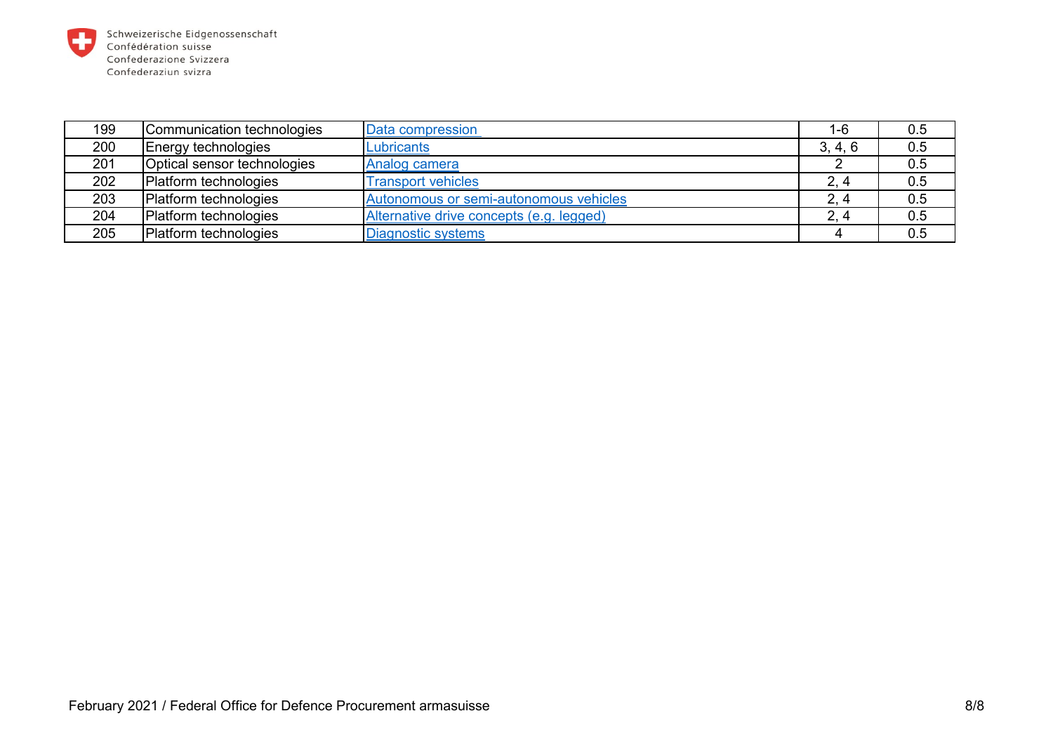| | | | | |
|---|---|---|---|---|
| 199 | Communication technologies | Data compression | 1-6 | 0.5 |
| 200 | Energy technologies | Lubricants | 3, 4, 6 | 0.5 |
| 201 | Optical sensor technologies | Analog camera | 2 | 0.5 |
| 202 | Platform technologies | Transport vehicles | 2, 4 | 0.5 |
| 203 | Platform technologies | Autonomous or semi-autonomous vehicles | 2, 4 | 0.5 |
| 204 | Platform technologies | Alternative drive concepts (e.g. legged) | 2, 4 | 0.5 |
| 205 | Platform technologies | Diagnostic systems | 4 | 0.5 |